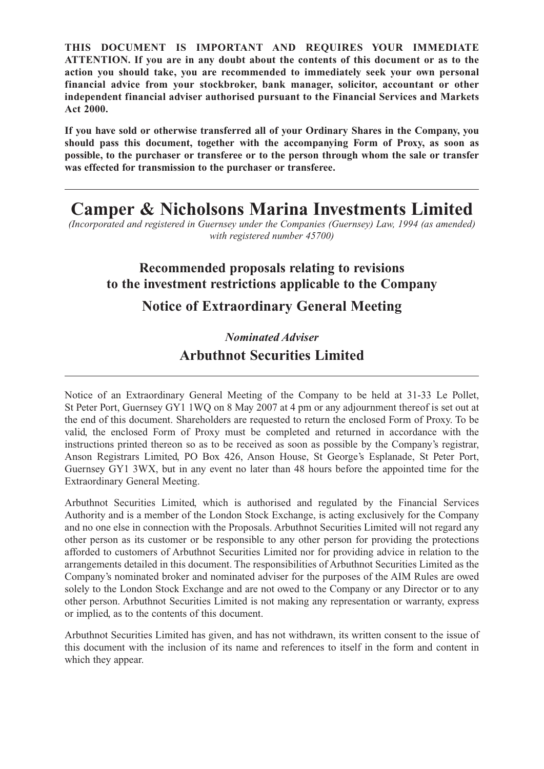**THIS DOCUMENT IS IMPORTANT AND REQUIRES YOUR IMMEDIATE ATTENTION. If you are in any doubt about the contents of this document or as to the action you should take, you are recommended to immediately seek your own personal financial advice from your stockbroker, bank manager, solicitor, accountant or other independent financial adviser authorised pursuant to the Financial Services and Markets Act 2000.**

**If you have sold or otherwise transferred all of your Ordinary Shares in the Company, you should pass this document, together with the accompanying Form of Proxy, as soon as possible, to the purchaser or transferee or to the person through whom the sale or transfer was effected for transmission to the purchaser or transferee.**

---

# Camper & Nicholsons Marina Investments Limited

*(Incorporated and registered in Guernsey under the Companies (Guernsey) Law, 1994 (as amended) with registered number 45700)*

## Recommended proposals relating to revisions to the investment restrictions applicable to the Company

## Notice of Extraordinary General Meeting

*Nominated Adviser*

**Arbuthnot Securities Limited**

---

Notice of an Extraordinary General Meeting of the Company to be held at 31-33 Le Pollet, St Peter Port, Guernsey GY1 1WQ on 8 May 2007 at 4 pm or any adjournment thereof is set out at the end of this document. Shareholders are requested to return the enclosed Form of Proxy. To be valid, the enclosed Form of Proxy must be completed and returned in accordance with the instructions printed thereon so as to be received as soon as possible by the Company's registrar, Anson Registrars Limited, PO Box 426, Anson House, St George's Esplanade, St Peter Port, Guernsey GY1 3WX, but in any event no later than 48 hours before the appointed time for the Extraordinary General Meeting.

Arbuthnot Securities Limited, which is authorised and regulated by the Financial Services Authority and is a member of the London Stock Exchange, is acting exclusively for the Company and no one else in connection with the Proposals. Arbuthnot Securities Limited will not regard any other person as its customer or be responsible to any other person for providing the protections afforded to customers of Arbuthnot Securities Limited nor for providing advice in relation to the arrangements detailed in this document. The responsibilities of Arbuthnot Securities Limited as the Company's nominated broker and nominated adviser for the purposes of the AIM Rules are owed solely to the London Stock Exchange and are not owed to the Company or any Director or to any other person. Arbuthnot Securities Limited is not making any representation or warranty, express or implied, as to the contents of this document.

Arbuthnot Securities Limited has given, and has not withdrawn, its written consent to the issue of this document with the inclusion of its name and references to itself in the form and content in which they appear.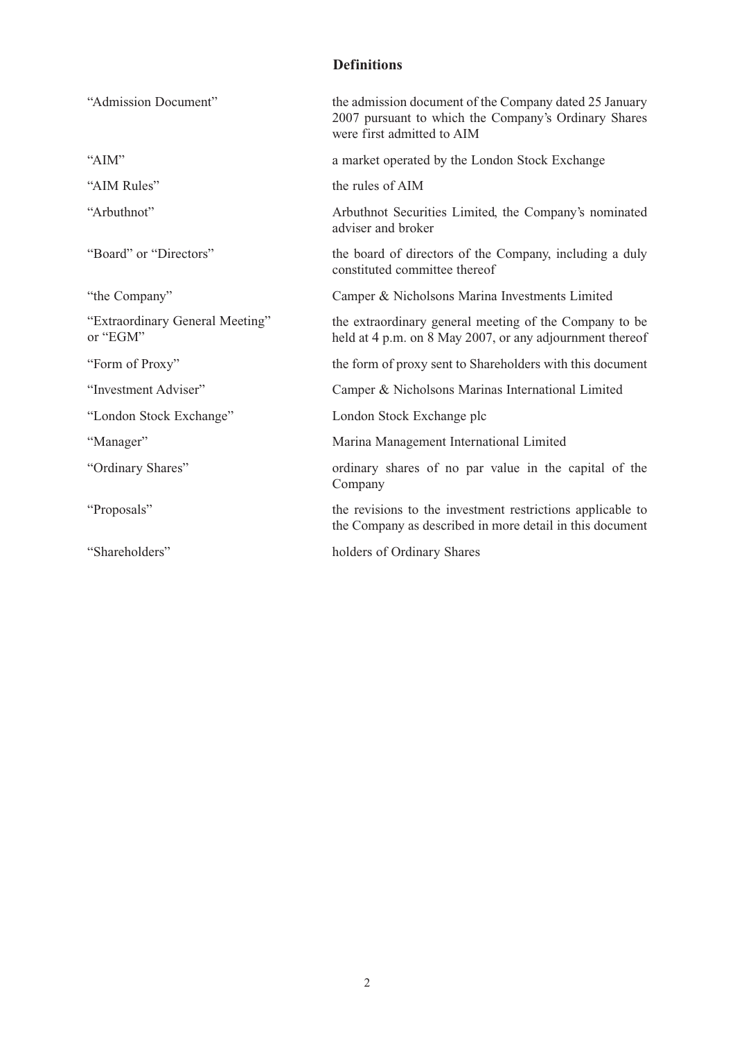## Definitions

| | |
|---|---|
| "Admission Document" | the admission document of the Company dated 25 January 2007 pursuant to which the Company's Ordinary Shares were first admitted to AIM |
| "AIM" | a market operated by the London Stock Exchange |
| "AIM Rules" | the rules of AIM |
| "Arbuthnot" | Arbuthnot Securities Limited, the Company's nominated adviser and broker |
| "Board" or "Directors" | the board of directors of the Company, including a duly constituted committee thereof |
| "the Company" | Camper & Nicholsons Marina Investments Limited |
| "Extraordinary General Meeting" or "EGM" | the extraordinary general meeting of the Company to be held at 4 p.m. on 8 May 2007, or any adjournment thereof |
| "Form of Proxy" | the form of proxy sent to Shareholders with this document |
| "Investment Adviser" | Camper & Nicholsons Marinas International Limited |
| "London Stock Exchange" | London Stock Exchange plc |
| "Manager" | Marina Management International Limited |
| "Ordinary Shares" | ordinary shares of no par value in the capital of the Company |
| "Proposals" | the revisions to the investment restrictions applicable to the Company as described in more detail in this document |
| "Shareholders" | holders of Ordinary Shares |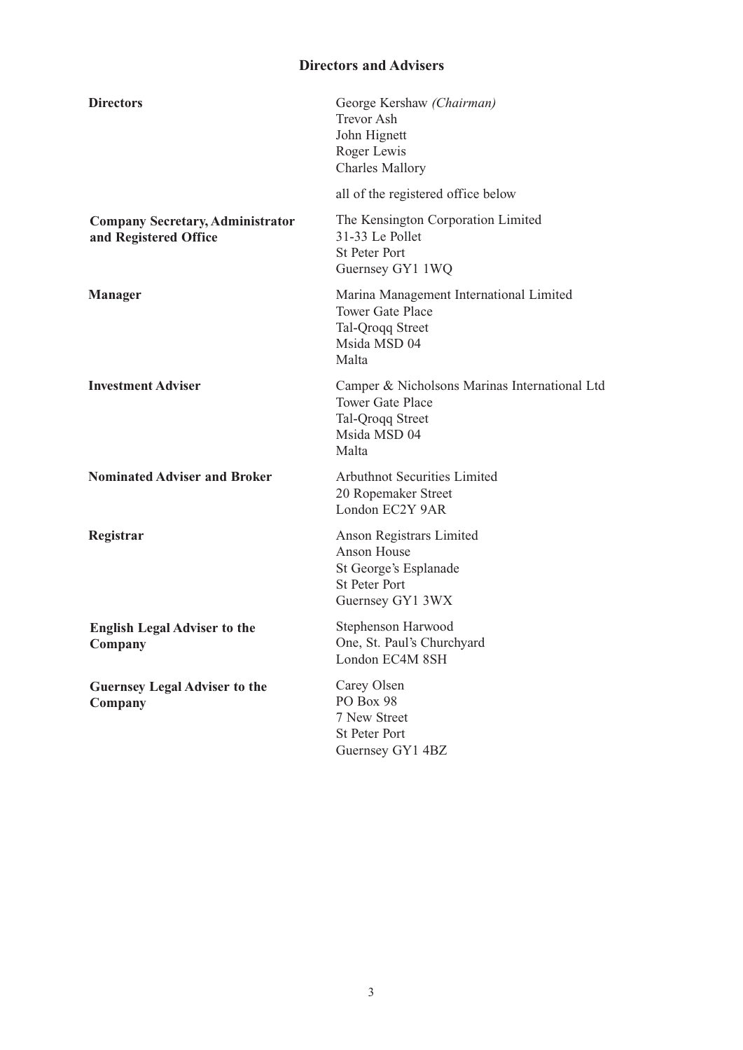# Directors and Advisers

| | |
|---|---|
| **Directors** | George Kershaw *(Chairman)*<br>Trevor Ash<br>John Hignett<br>Roger Lewis<br>Charles Mallory<br><br>all of the registered office below |
| **Company Secretary, Administrator and Registered Office** | The Kensington Corporation Limited<br>31-33 Le Pollet<br>St Peter Port<br>Guernsey GY1 1WQ |
| **Manager** | Marina Management International Limited<br>Tower Gate Place<br>Tal-Qroqq Street<br>Msida MSD 04<br>Malta |
| **Investment Adviser** | Camper & Nicholsons Marinas International Ltd<br>Tower Gate Place<br>Tal-Qroqq Street<br>Msida MSD 04<br>Malta |
| **Nominated Adviser and Broker** | Arbuthnot Securities Limited<br>20 Ropemaker Street<br>London EC2Y 9AR |
| **Registrar** | Anson Registrars Limited<br>Anson House<br>St George's Esplanade<br>St Peter Port<br>Guernsey GY1 3WX |
| **English Legal Adviser to the Company** | Stephenson Harwood<br>One, St. Paul's Churchyard<br>London EC4M 8SH |
| **Guernsey Legal Adviser to the Company** | Carey Olsen<br>PO Box 98<br>7 New Street<br>St Peter Port<br>Guernsey GY1 4BZ |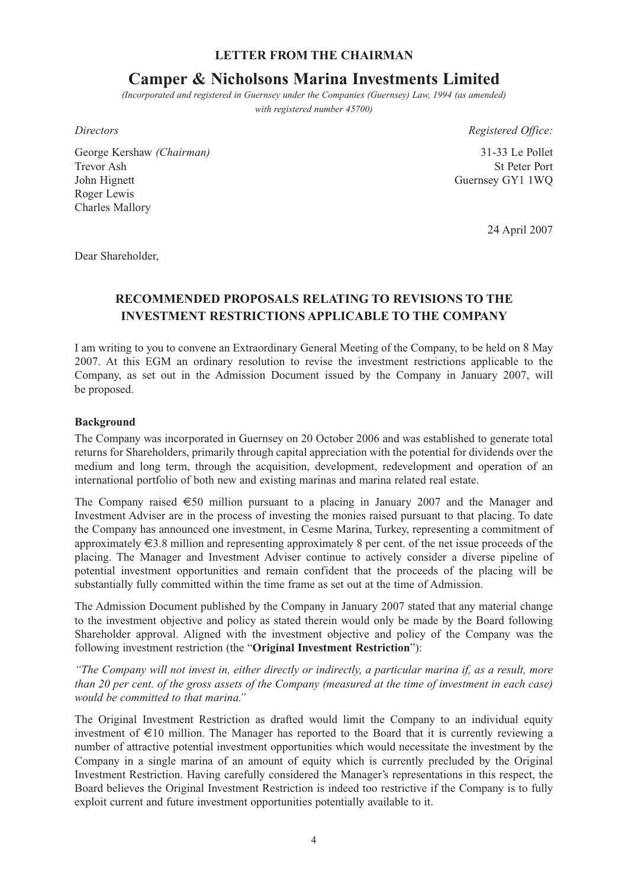**LETTER FROM THE CHAIRMAN**

# Camper & Nicholsons Marina Investments Limited

*(Incorporated and registered in Guernsey under the Companies (Guernsey) Law, 1994 (as amended) with registered number 45700)*

| *Directors* | *Registered Office:* |
|---|---|
| George Kershaw *(Chairman)* | 31-33 Le Pollet |
| Trevor Ash | St Peter Port |
| John Hignett | Guernsey GY1 1WQ |
| Roger Lewis | |
| Charles Mallory | |

24 April 2007

Dear Shareholder,

## RECOMMENDED PROPOSALS RELATING TO REVISIONS TO THE INVESTMENT RESTRICTIONS APPLICABLE TO THE COMPANY

I am writing to you to convene an Extraordinary General Meeting of the Company, to be held on 8 May 2007. At this EGM an ordinary resolution to revise the investment restrictions applicable to the Company, as set out in the Admission Document issued by the Company in January 2007, will be proposed.

**Background**

The Company was incorporated in Guernsey on 20 October 2006 and was established to generate total returns for Shareholders, primarily through capital appreciation with the potential for dividends over the medium and long term, through the acquisition, development, redevelopment and operation of an international portfolio of both new and existing marinas and marina related real estate.

The Company raised €50 million pursuant to a placing in January 2007 and the Manager and Investment Adviser are in the process of investing the monies raised pursuant to that placing. To date the Company has announced one investment, in Cesme Marina, Turkey, representing a commitment of approximately €3.8 million and representing approximately 8 per cent. of the net issue proceeds of the placing. The Manager and Investment Adviser continue to actively consider a diverse pipeline of potential investment opportunities and remain confident that the proceeds of the placing will be substantially fully committed within the time frame as set out at the time of Admission.

The Admission Document published by the Company in January 2007 stated that any material change to the investment objective and policy as stated therein would only be made by the Board following Shareholder approval. Aligned with the investment objective and policy of the Company was the following investment restriction (the "**Original Investment Restriction**"):

*"The Company will not invest in, either directly or indirectly, a particular marina if, as a result, more than 20 per cent. of the gross assets of the Company (measured at the time of investment in each case) would be committed to that marina."*

The Original Investment Restriction as drafted would limit the Company to an individual equity investment of €10 million. The Manager has reported to the Board that it is currently reviewing a number of attractive potential investment opportunities which would necessitate the investment by the Company in a single marina of an amount of equity which is currently precluded by the Original Investment Restriction. Having carefully considered the Manager's representations in this respect, the Board believes the Original Investment Restriction is indeed too restrictive if the Company is to fully exploit current and future investment opportunities potentially available to it.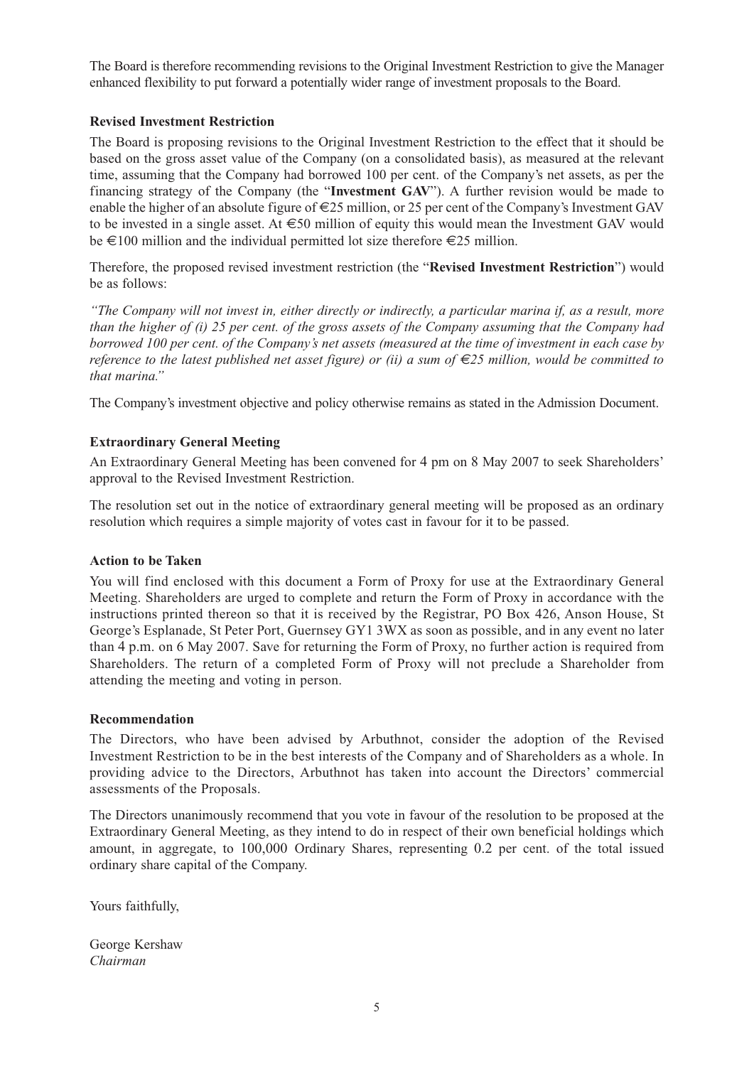The Board is therefore recommending revisions to the Original Investment Restriction to give the Manager enhanced flexibility to put forward a potentially wider range of investment proposals to the Board.

### Revised Investment Restriction

The Board is proposing revisions to the Original Investment Restriction to the effect that it should be based on the gross asset value of the Company (on a consolidated basis), as measured at the relevant time, assuming that the Company had borrowed 100 per cent. of the Company's net assets, as per the financing strategy of the Company (the "**Investment GAV**"). A further revision would be made to enable the higher of an absolute figure of €25 million, or 25 per cent of the Company's Investment GAV to be invested in a single asset. At €50 million of equity this would mean the Investment GAV would be €100 million and the individual permitted lot size therefore €25 million.

Therefore, the proposed revised investment restriction (the "**Revised Investment Restriction**") would be as follows:

*"The Company will not invest in, either directly or indirectly, a particular marina if, as a result, more than the higher of (i) 25 per cent. of the gross assets of the Company assuming that the Company had borrowed 100 per cent. of the Company's net assets (measured at the time of investment in each case by reference to the latest published net asset figure) or (ii) a sum of €25 million, would be committed to that marina."*

The Company's investment objective and policy otherwise remains as stated in the Admission Document.

### Extraordinary General Meeting

An Extraordinary General Meeting has been convened for 4 pm on 8 May 2007 to seek Shareholders' approval to the Revised Investment Restriction.

The resolution set out in the notice of extraordinary general meeting will be proposed as an ordinary resolution which requires a simple majority of votes cast in favour for it to be passed.

### Action to be Taken

You will find enclosed with this document a Form of Proxy for use at the Extraordinary General Meeting. Shareholders are urged to complete and return the Form of Proxy in accordance with the instructions printed thereon so that it is received by the Registrar, PO Box 426, Anson House, St George's Esplanade, St Peter Port, Guernsey GY1 3WX as soon as possible, and in any event no later than 4 p.m. on 6 May 2007. Save for returning the Form of Proxy, no further action is required from Shareholders. The return of a completed Form of Proxy will not preclude a Shareholder from attending the meeting and voting in person.

### Recommendation

The Directors, who have been advised by Arbuthnot, consider the adoption of the Revised Investment Restriction to be in the best interests of the Company and of Shareholders as a whole. In providing advice to the Directors, Arbuthnot has taken into account the Directors' commercial assessments of the Proposals.

The Directors unanimously recommend that you vote in favour of the resolution to be proposed at the Extraordinary General Meeting, as they intend to do in respect of their own beneficial holdings which amount, in aggregate, to 100,000 Ordinary Shares, representing 0.2 per cent. of the total issued ordinary share capital of the Company.

Yours faithfully,

George Kershaw
*Chairman*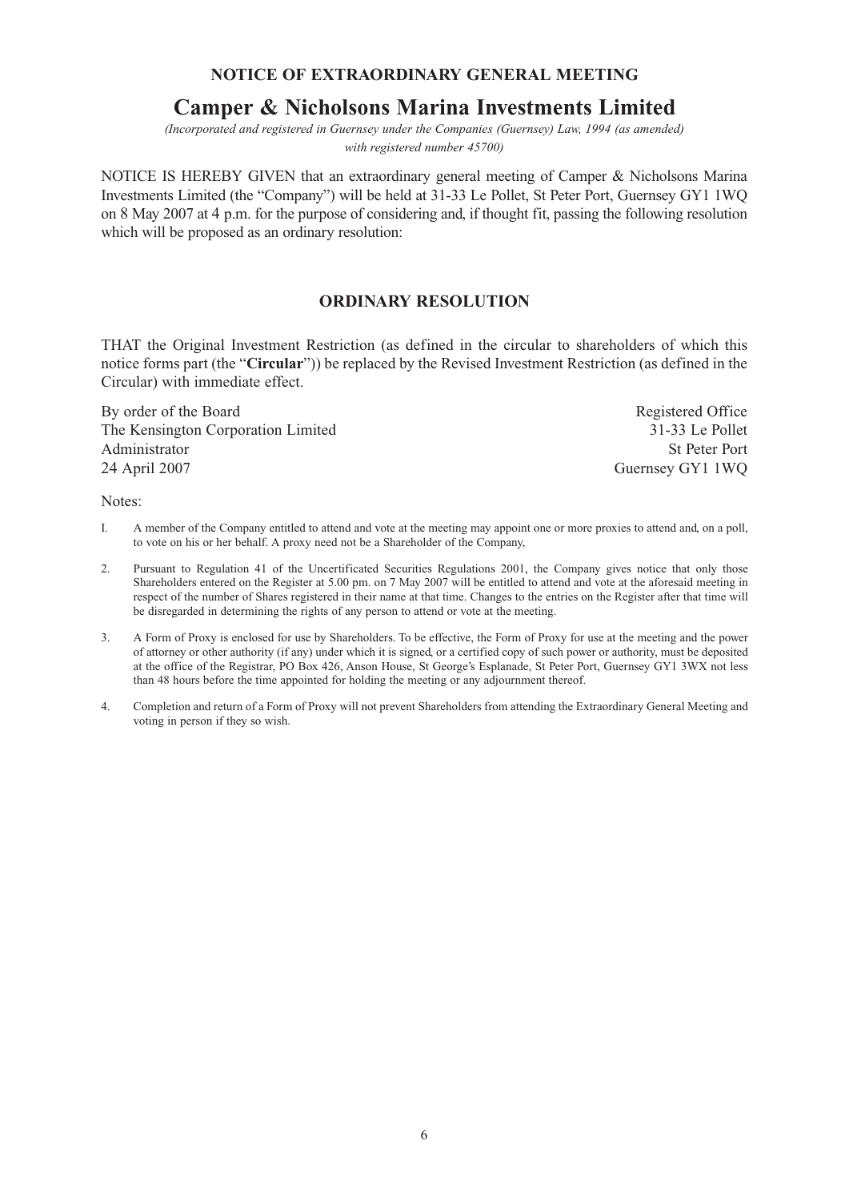**NOTICE OF EXTRAORDINARY GENERAL MEETING**

# Camper & Nicholsons Marina Investments Limited

*(Incorporated and registered in Guernsey under the Companies (Guernsey) Law, 1994 (as amended) with registered number 45700)*

NOTICE IS HEREBY GIVEN that an extraordinary general meeting of Camper & Nicholsons Marina Investments Limited (the "Company") will be held at 31-33 Le Pollet, St Peter Port, Guernsey GY1 1WQ on 8 May 2007 at 4 p.m. for the purpose of considering and, if thought fit, passing the following resolution which will be proposed as an ordinary resolution:

## ORDINARY RESOLUTION

THAT the Original Investment Restriction (as defined in the circular to shareholders of which this notice forms part (the "**Circular**")) be replaced by the Revised Investment Restriction (as defined in the Circular) with immediate effect.

By order of the Board
The Kensington Corporation Limited
Administrator
24 April 2007

Registered Office
31-33 Le Pollet
St Peter Port
Guernsey GY1 1WQ

Notes:

I. A member of the Company entitled to attend and vote at the meeting may appoint one or more proxies to attend and, on a poll, to vote on his or her behalf. A proxy need not be a Shareholder of the Company,

2. Pursuant to Regulation 41 of the Uncertificated Securities Regulations 2001, the Company gives notice that only those Shareholders entered on the Register at 5.00 pm. on 7 May 2007 will be entitled to attend and vote at the aforesaid meeting in respect of the number of Shares registered in their name at that time. Changes to the entries on the Register after that time will be disregarded in determining the rights of any person to attend or vote at the meeting.

3. A Form of Proxy is enclosed for use by Shareholders. To be effective, the Form of Proxy for use at the meeting and the power of attorney or other authority (if any) under which it is signed, or a certified copy of such power or authority, must be deposited at the office of the Registrar, PO Box 426, Anson House, St George's Esplanade, St Peter Port, Guernsey GY1 3WX not less than 48 hours before the time appointed for holding the meeting or any adjournment thereof.

4. Completion and return of a Form of Proxy will not prevent Shareholders from attending the Extraordinary General Meeting and voting in person if they so wish.